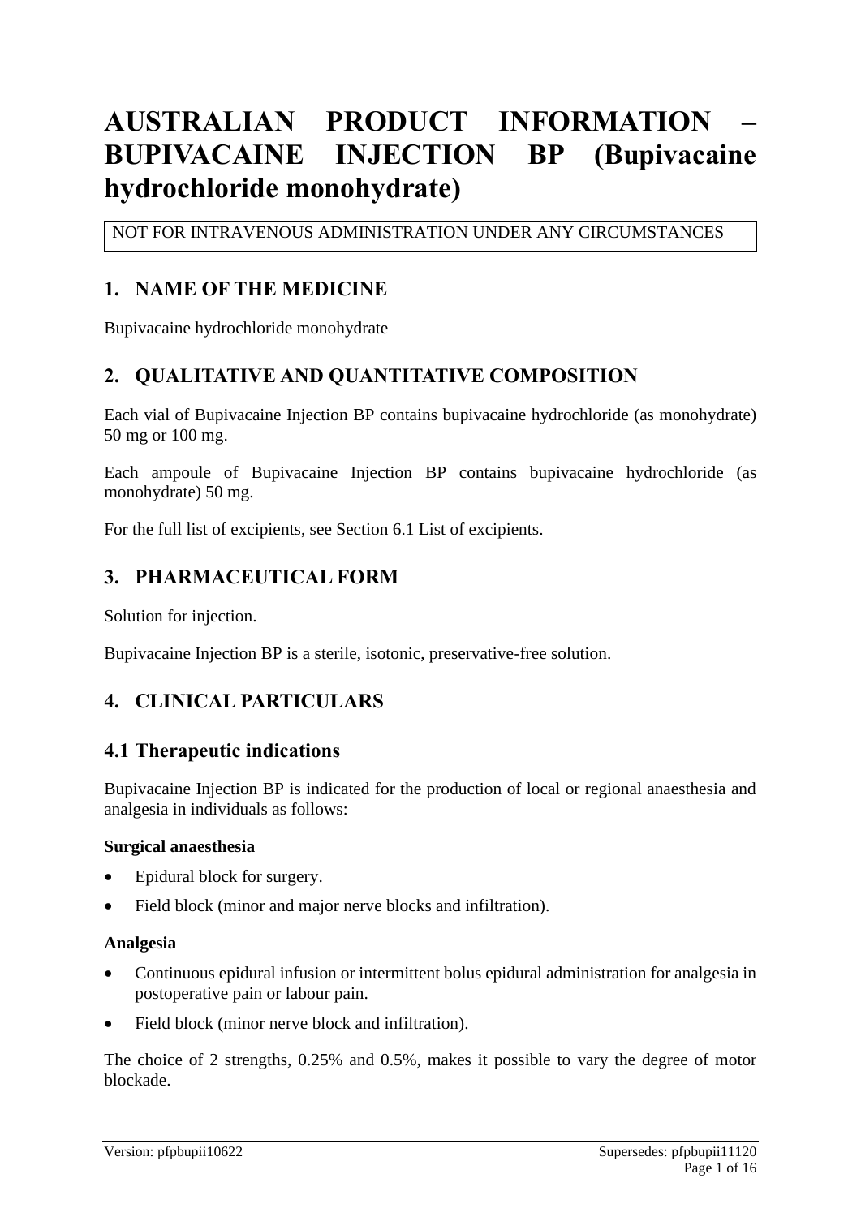# AUSTRALIAN PRODUCT INFORMATION – BUPIVACAINE INJECTION BP (Bupivacaine hydrochloride monohydrate)

NOT FOR INTRAVENOUS ADMINISTRATION UNDER ANY CIRCUMSTANCES

## 1. NAME OF THE MEDICINE

Bupivacaine hydrochloride monohydrate

## 2. QUALITATIVE AND QUANTITATIVE COMPOSITION

Each vial of Bupivacaine Injection BP contains bupivacaine hydrochloride (as monohydrate) 50 mg or 100 mg.

Each ampoule of Bupivacaine Injection BP contains bupivacaine hydrochloride (as monohydrate) 50 mg.

For the full list of excipients, see Section 6.1 List of excipients.

## 3. PHARMACEUTICAL FORM

Solution for injection.

Bupivacaine Injection BP is a sterile, isotonic, preservative-free solution.

## 4. CLINICAL PARTICULARS

### 4.1 Therapeutic indications

Bupivacaine Injection BP is indicated for the production of local or regional anaesthesia and analgesia in individuals as follows:

**Surgical anaesthesia**

- Epidural block for surgery.
- Field block (minor and major nerve blocks and infiltration).

**Analgesia**

- Continuous epidural infusion or intermittent bolus epidural administration for analgesia in postoperative pain or labour pain.
- Field block (minor nerve block and infiltration).

The choice of 2 strengths, 0.25% and 0.5%, makes it possible to vary the degree of motor blockade.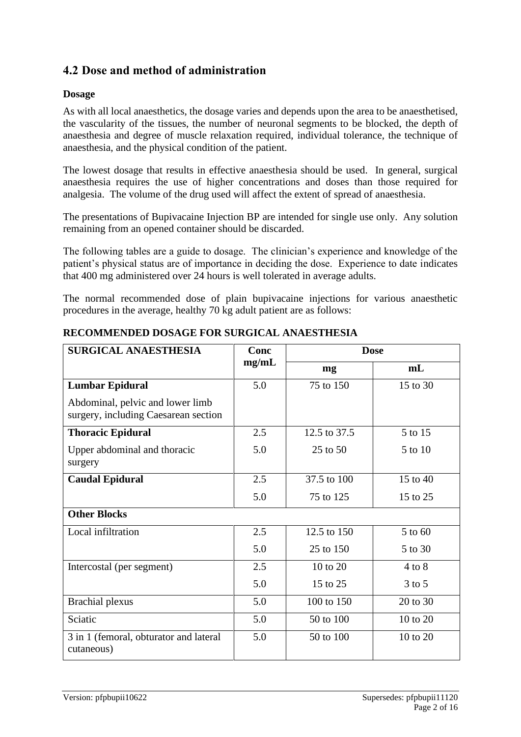## 4.2 Dose and method of administration

### Dosage

As with all local anaesthetics, the dosage varies and depends upon the area to be anaesthetised, the vascularity of the tissues, the number of neuronal segments to be blocked, the depth of anaesthesia and degree of muscle relaxation required, individual tolerance, the technique of anaesthesia, and the physical condition of the patient.

The lowest dosage that results in effective anaesthesia should be used. In general, surgical anaesthesia requires the use of higher concentrations and doses than those required for analgesia. The volume of the drug used will affect the extent of spread of anaesthesia.

The presentations of Bupivacaine Injection BP are intended for single use only. Any solution remaining from an opened container should be discarded.

The following tables are a guide to dosage. The clinician's experience and knowledge of the patient's physical status are of importance in deciding the dose. Experience to date indicates that 400 mg administered over 24 hours is well tolerated in average adults.

The normal recommended dose of plain bupivacaine injections for various anaesthetic procedures in the average, healthy 70 kg adult patient are as follows:

**RECOMMENDED DOSAGE FOR SURGICAL ANAESTHESIA**

| SURGICAL ANAESTHESIA | Conc mg/mL | Dose | |
|---|---|---|---|
| | | mg | mL |
| **Lumbar Epidural** | 5.0 | 75 to 150 | 15 to 30 |
| Abdominal, pelvic and lower limb surgery, including Caesarean section | | | |
| **Thoracic Epidural** | 2.5 | 12.5 to 37.5 | 5 to 15 |
| Upper abdominal and thoracic surgery | 5.0 | 25 to 50 | 5 to 10 |
| **Caudal Epidural** | 2.5 | 37.5 to 100 | 15 to 40 |
| | 5.0 | 75 to 125 | 15 to 25 |
| **Other Blocks** | | | |
| Local infiltration | 2.5 | 12.5 to 150 | 5 to 60 |
| | 5.0 | 25 to 150 | 5 to 30 |
| Intercostal (per segment) | 2.5 | 10 to 20 | 4 to 8 |
| | 5.0 | 15 to 25 | 3 to 5 |
| Brachial plexus | 5.0 | 100 to 150 | 20 to 30 |
| Sciatic | 5.0 | 50 to 100 | 10 to 20 |
| 3 in 1 (femoral, obturator and lateral cutaneous) | 5.0 | 50 to 100 | 10 to 20 |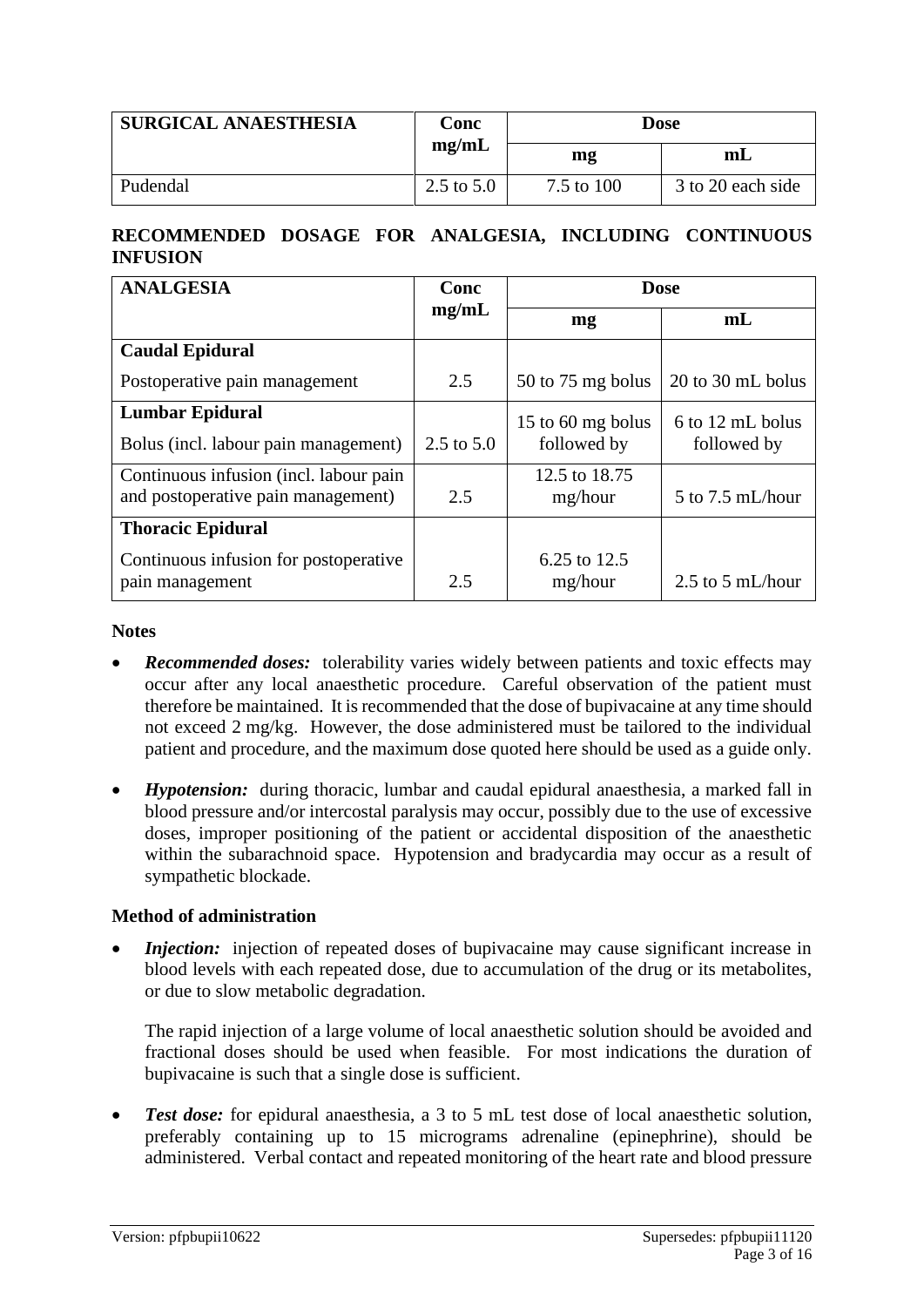| SURGICAL ANAESTHESIA | Conc mg/mL | Dose | |
|---|---|---|---|
| | | mg | mL |
| Pudendal | 2.5 to 5.0 | 7.5 to 100 | 3 to 20 each side |

## RECOMMENDED DOSAGE FOR ANALGESIA, INCLUDING CONTINUOUS INFUSION

| ANALGESIA | Conc mg/mL | Dose | |
|---|---|---|---|
| | | mg | mL |
| **Caudal Epidural** | | | |
| Postoperative pain management | 2.5 | 50 to 75 mg bolus | 20 to 30 mL bolus |
| **Lumbar Epidural** | | | |
| Bolus (incl. labour pain management) | 2.5 to 5.0 | 15 to 60 mg bolus followed by | 6 to 12 mL bolus followed by |
| Continuous infusion (incl. labour pain and postoperative pain management) | 2.5 | 12.5 to 18.75 mg/hour | 5 to 7.5 mL/hour |
| **Thoracic Epidural** | | | |
| Continuous infusion for postoperative pain management | 2.5 | 6.25 to 12.5 mg/hour | 2.5 to 5 mL/hour |

**Notes**

- ***Recommended doses:*** tolerability varies widely between patients and toxic effects may occur after any local anaesthetic procedure. Careful observation of the patient must therefore be maintained. It is recommended that the dose of bupivacaine at any time should not exceed 2 mg/kg. However, the dose administered must be tailored to the individual patient and procedure, and the maximum dose quoted here should be used as a guide only.

- ***Hypotension:*** during thoracic, lumbar and caudal epidural anaesthesia, a marked fall in blood pressure and/or intercostal paralysis may occur, possibly due to the use of excessive doses, improper positioning of the patient or accidental disposition of the anaesthetic within the subarachnoid space. Hypotension and bradycardia may occur as a result of sympathetic blockade.

**Method of administration**

- ***Injection:*** injection of repeated doses of bupivacaine may cause significant increase in blood levels with each repeated dose, due to accumulation of the drug or its metabolites, or due to slow metabolic degradation.

  The rapid injection of a large volume of local anaesthetic solution should be avoided and fractional doses should be used when feasible. For most indications the duration of bupivacaine is such that a single dose is sufficient.

- ***Test dose:*** for epidural anaesthesia, a 3 to 5 mL test dose of local anaesthetic solution, preferably containing up to 15 micrograms adrenaline (epinephrine), should be administered. Verbal contact and repeated monitoring of the heart rate and blood pressure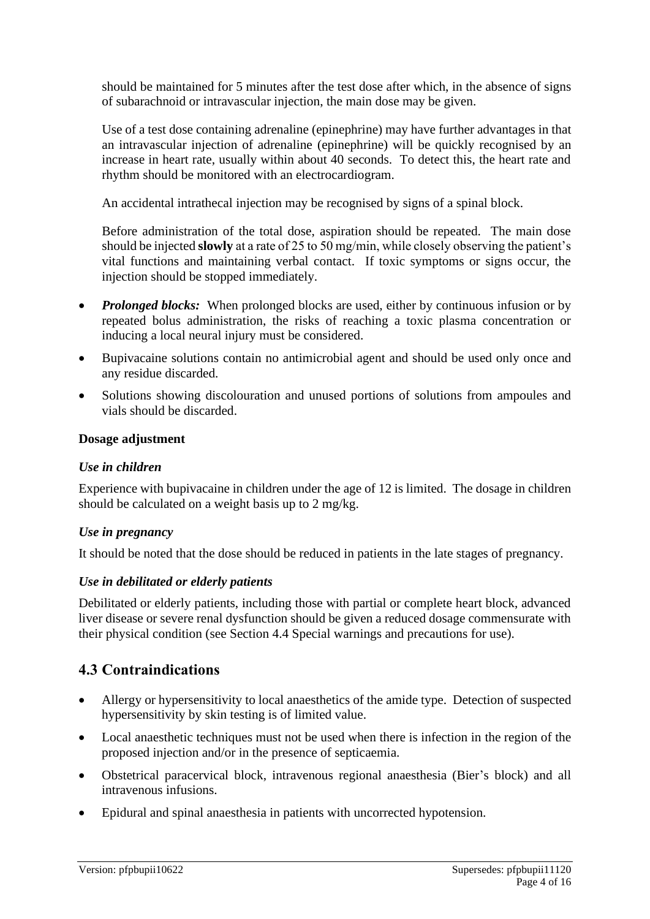should be maintained for 5 minutes after the test dose after which, in the absence of signs of subarachnoid or intravascular injection, the main dose may be given.

Use of a test dose containing adrenaline (epinephrine) may have further advantages in that an intravascular injection of adrenaline (epinephrine) will be quickly recognised by an increase in heart rate, usually within about 40 seconds. To detect this, the heart rate and rhythm should be monitored with an electrocardiogram.

An accidental intrathecal injection may be recognised by signs of a spinal block.

Before administration of the total dose, aspiration should be repeated. The main dose should be injected **slowly** at a rate of 25 to 50 mg/min, while closely observing the patient's vital functions and maintaining verbal contact. If toxic symptoms or signs occur, the injection should be stopped immediately.

- ***Prolonged blocks:*** When prolonged blocks are used, either by continuous infusion or by repeated bolus administration, the risks of reaching a toxic plasma concentration or inducing a local neural injury must be considered.
- Bupivacaine solutions contain no antimicrobial agent and should be used only once and any residue discarded.
- Solutions showing discolouration and unused portions of solutions from ampoules and vials should be discarded.

**Dosage adjustment**

*Use in children*

Experience with bupivacaine in children under the age of 12 is limited. The dosage in children should be calculated on a weight basis up to 2 mg/kg.

*Use in pregnancy*

It should be noted that the dose should be reduced in patients in the late stages of pregnancy.

*Use in debilitated or elderly patients*

Debilitated or elderly patients, including those with partial or complete heart block, advanced liver disease or severe renal dysfunction should be given a reduced dosage commensurate with their physical condition (see Section 4.4 Special warnings and precautions for use).

## 4.3 Contraindications

- Allergy or hypersensitivity to local anaesthetics of the amide type. Detection of suspected hypersensitivity by skin testing is of limited value.
- Local anaesthetic techniques must not be used when there is infection in the region of the proposed injection and/or in the presence of septicaemia.
- Obstetrical paracervical block, intravenous regional anaesthesia (Bier's block) and all intravenous infusions.
- Epidural and spinal anaesthesia in patients with uncorrected hypotension.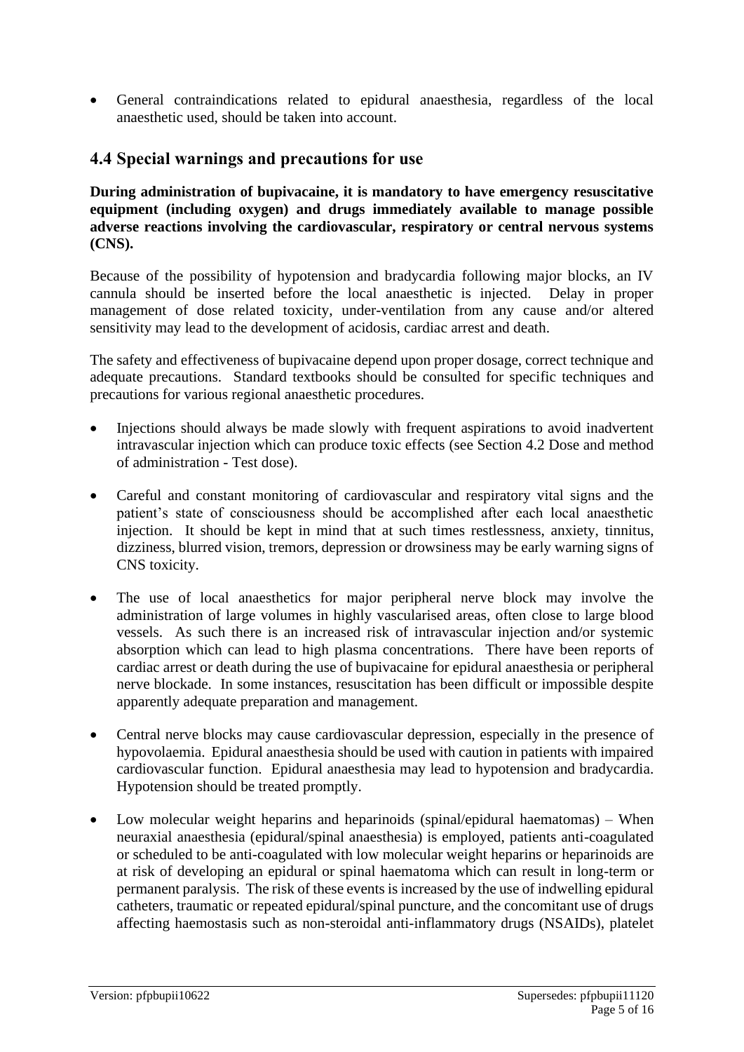- General contraindications related to epidural anaesthesia, regardless of the local anaesthetic used, should be taken into account.

## 4.4 Special warnings and precautions for use

**During administration of bupivacaine, it is mandatory to have emergency resuscitative equipment (including oxygen) and drugs immediately available to manage possible adverse reactions involving the cardiovascular, respiratory or central nervous systems (CNS).**

Because of the possibility of hypotension and bradycardia following major blocks, an IV cannula should be inserted before the local anaesthetic is injected. Delay in proper management of dose related toxicity, under-ventilation from any cause and/or altered sensitivity may lead to the development of acidosis, cardiac arrest and death.

The safety and effectiveness of bupivacaine depend upon proper dosage, correct technique and adequate precautions. Standard textbooks should be consulted for specific techniques and precautions for various regional anaesthetic procedures.

- Injections should always be made slowly with frequent aspirations to avoid inadvertent intravascular injection which can produce toxic effects (see Section 4.2 Dose and method of administration - Test dose).
- Careful and constant monitoring of cardiovascular and respiratory vital signs and the patient's state of consciousness should be accomplished after each local anaesthetic injection. It should be kept in mind that at such times restlessness, anxiety, tinnitus, dizziness, blurred vision, tremors, depression or drowsiness may be early warning signs of CNS toxicity.
- The use of local anaesthetics for major peripheral nerve block may involve the administration of large volumes in highly vascularised areas, often close to large blood vessels. As such there is an increased risk of intravascular injection and/or systemic absorption which can lead to high plasma concentrations. There have been reports of cardiac arrest or death during the use of bupivacaine for epidural anaesthesia or peripheral nerve blockade. In some instances, resuscitation has been difficult or impossible despite apparently adequate preparation and management.
- Central nerve blocks may cause cardiovascular depression, especially in the presence of hypovolaemia. Epidural anaesthesia should be used with caution in patients with impaired cardiovascular function. Epidural anaesthesia may lead to hypotension and bradycardia. Hypotension should be treated promptly.
- Low molecular weight heparins and heparinoids (spinal/epidural haematomas) – When neuraxial anaesthesia (epidural/spinal anaesthesia) is employed, patients anti-coagulated or scheduled to be anti-coagulated with low molecular weight heparins or heparinoids are at risk of developing an epidural or spinal haematoma which can result in long-term or permanent paralysis. The risk of these events is increased by the use of indwelling epidural catheters, traumatic or repeated epidural/spinal puncture, and the concomitant use of drugs affecting haemostasis such as non-steroidal anti-inflammatory drugs (NSAIDs), platelet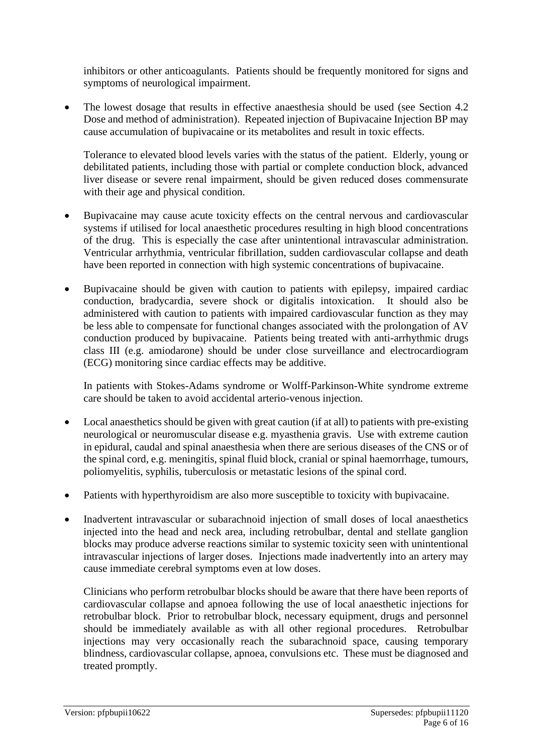inhibitors or other anticoagulants. Patients should be frequently monitored for signs and symptoms of neurological impairment.

- The lowest dosage that results in effective anaesthesia should be used (see Section 4.2 Dose and method of administration). Repeated injection of Bupivacaine Injection BP may cause accumulation of bupivacaine or its metabolites and result in toxic effects.

  Tolerance to elevated blood levels varies with the status of the patient. Elderly, young or debilitated patients, including those with partial or complete conduction block, advanced liver disease or severe renal impairment, should be given reduced doses commensurate with their age and physical condition.

- Bupivacaine may cause acute toxicity effects on the central nervous and cardiovascular systems if utilised for local anaesthetic procedures resulting in high blood concentrations of the drug. This is especially the case after unintentional intravascular administration. Ventricular arrhythmia, ventricular fibrillation, sudden cardiovascular collapse and death have been reported in connection with high systemic concentrations of bupivacaine.

- Bupivacaine should be given with caution to patients with epilepsy, impaired cardiac conduction, bradycardia, severe shock or digitalis intoxication. It should also be administered with caution to patients with impaired cardiovascular function as they may be less able to compensate for functional changes associated with the prolongation of AV conduction produced by bupivacaine. Patients being treated with anti-arrhythmic drugs class III (e.g. amiodarone) should be under close surveillance and electrocardiogram (ECG) monitoring since cardiac effects may be additive.

  In patients with Stokes-Adams syndrome or Wolff-Parkinson-White syndrome extreme care should be taken to avoid accidental arterio-venous injection.

- Local anaesthetics should be given with great caution (if at all) to patients with pre-existing neurological or neuromuscular disease e.g. myasthenia gravis. Use with extreme caution in epidural, caudal and spinal anaesthesia when there are serious diseases of the CNS or of the spinal cord, e.g. meningitis, spinal fluid block, cranial or spinal haemorrhage, tumours, poliomyelitis, syphilis, tuberculosis or metastatic lesions of the spinal cord.

- Patients with hyperthyroidism are also more susceptible to toxicity with bupivacaine.

- Inadvertent intravascular or subarachnoid injection of small doses of local anaesthetics injected into the head and neck area, including retrobulbar, dental and stellate ganglion blocks may produce adverse reactions similar to systemic toxicity seen with unintentional intravascular injections of larger doses. Injections made inadvertently into an artery may cause immediate cerebral symptoms even at low doses.

  Clinicians who perform retrobulbar blocks should be aware that there have been reports of cardiovascular collapse and apnoea following the use of local anaesthetic injections for retrobulbar block. Prior to retrobulbar block, necessary equipment, drugs and personnel should be immediately available as with all other regional procedures. Retrobulbar injections may very occasionally reach the subarachnoid space, causing temporary blindness, cardiovascular collapse, apnoea, convulsions etc. These must be diagnosed and treated promptly.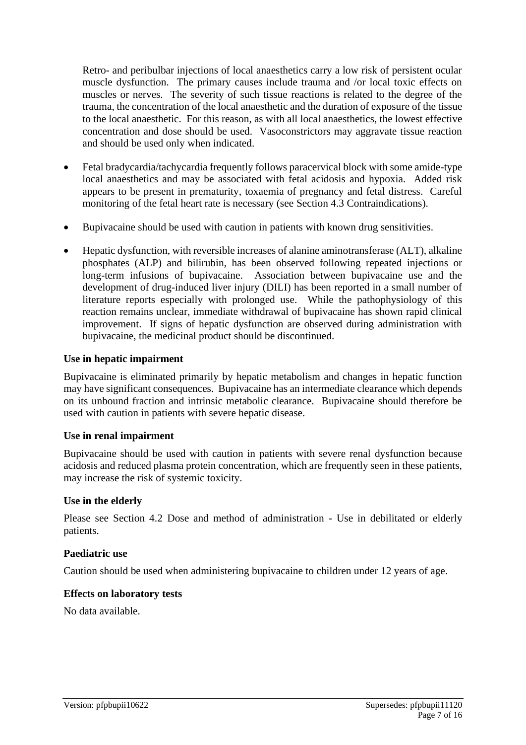Retro- and peribulbar injections of local anaesthetics carry a low risk of persistent ocular muscle dysfunction. The primary causes include trauma and /or local toxic effects on muscles or nerves. The severity of such tissue reactions is related to the degree of the trauma, the concentration of the local anaesthetic and the duration of exposure of the tissue to the local anaesthetic. For this reason, as with all local anaesthetics, the lowest effective concentration and dose should be used. Vasoconstrictors may aggravate tissue reaction and should be used only when indicated.

- Fetal bradycardia/tachycardia frequently follows paracervical block with some amide-type local anaesthetics and may be associated with fetal acidosis and hypoxia. Added risk appears to be present in prematurity, toxaemia of pregnancy and fetal distress. Careful monitoring of the fetal heart rate is necessary (see Section 4.3 Contraindications).
- Bupivacaine should be used with caution in patients with known drug sensitivities.
- Hepatic dysfunction, with reversible increases of alanine aminotransferase (ALT), alkaline phosphates (ALP) and bilirubin, has been observed following repeated injections or long-term infusions of bupivacaine. Association between bupivacaine use and the development of drug-induced liver injury (DILI) has been reported in a small number of literature reports especially with prolonged use. While the pathophysiology of this reaction remains unclear, immediate withdrawal of bupivacaine has shown rapid clinical improvement. If signs of hepatic dysfunction are observed during administration with bupivacaine, the medicinal product should be discontinued.

**Use in hepatic impairment**

Bupivacaine is eliminated primarily by hepatic metabolism and changes in hepatic function may have significant consequences. Bupivacaine has an intermediate clearance which depends on its unbound fraction and intrinsic metabolic clearance. Bupivacaine should therefore be used with caution in patients with severe hepatic disease.

**Use in renal impairment**

Bupivacaine should be used with caution in patients with severe renal dysfunction because acidosis and reduced plasma protein concentration, which are frequently seen in these patients, may increase the risk of systemic toxicity.

**Use in the elderly**

Please see Section 4.2 Dose and method of administration - Use in debilitated or elderly patients.

**Paediatric use**

Caution should be used when administering bupivacaine to children under 12 years of age.

**Effects on laboratory tests**

No data available.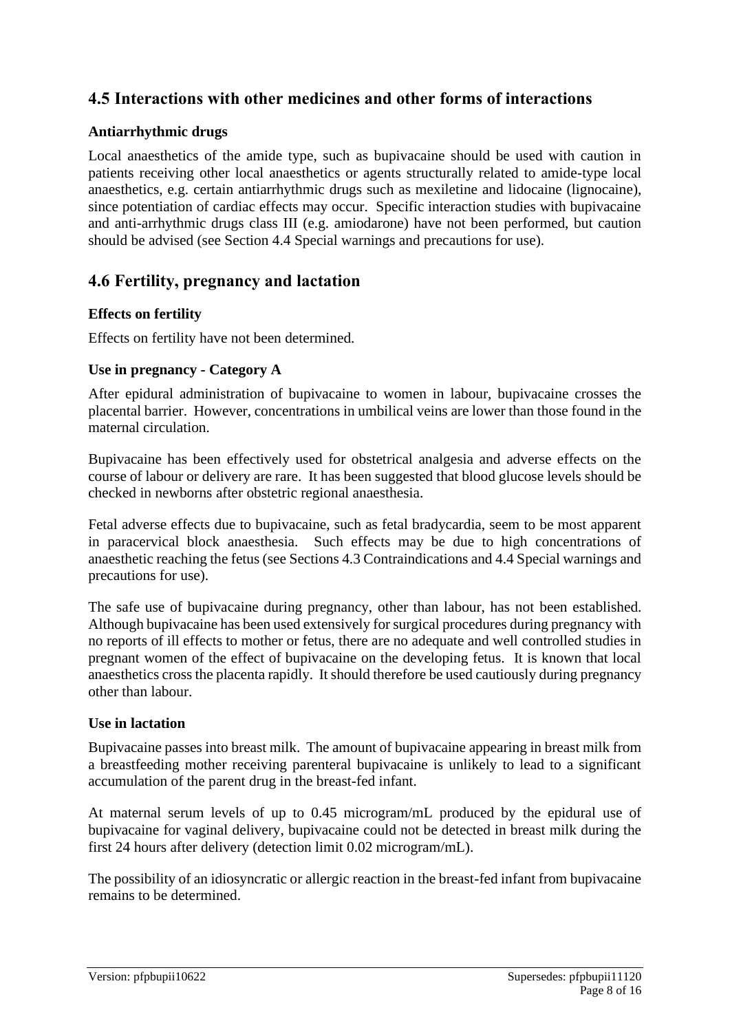## 4.5 Interactions with other medicines and other forms of interactions

### Antiarrhythmic drugs

Local anaesthetics of the amide type, such as bupivacaine should be used with caution in patients receiving other local anaesthetics or agents structurally related to amide-type local anaesthetics, e.g. certain antiarrhythmic drugs such as mexiletine and lidocaine (lignocaine), since potentiation of cardiac effects may occur. Specific interaction studies with bupivacaine and anti-arrhythmic drugs class III (e.g. amiodarone) have not been performed, but caution should be advised (see Section 4.4 Special warnings and precautions for use).

## 4.6 Fertility, pregnancy and lactation

### Effects on fertility

Effects on fertility have not been determined.

### Use in pregnancy - Category A

After epidural administration of bupivacaine to women in labour, bupivacaine crosses the placental barrier. However, concentrations in umbilical veins are lower than those found in the maternal circulation.

Bupivacaine has been effectively used for obstetrical analgesia and adverse effects on the course of labour or delivery are rare. It has been suggested that blood glucose levels should be checked in newborns after obstetric regional anaesthesia.

Fetal adverse effects due to bupivacaine, such as fetal bradycardia, seem to be most apparent in paracervical block anaesthesia. Such effects may be due to high concentrations of anaesthetic reaching the fetus (see Sections 4.3 Contraindications and 4.4 Special warnings and precautions for use).

The safe use of bupivacaine during pregnancy, other than labour, has not been established. Although bupivacaine has been used extensively for surgical procedures during pregnancy with no reports of ill effects to mother or fetus, there are no adequate and well controlled studies in pregnant women of the effect of bupivacaine on the developing fetus. It is known that local anaesthetics cross the placenta rapidly. It should therefore be used cautiously during pregnancy other than labour.

### Use in lactation

Bupivacaine passes into breast milk. The amount of bupivacaine appearing in breast milk from a breastfeeding mother receiving parenteral bupivacaine is unlikely to lead to a significant accumulation of the parent drug in the breast-fed infant.

At maternal serum levels of up to 0.45 microgram/mL produced by the epidural use of bupivacaine for vaginal delivery, bupivacaine could not be detected in breast milk during the first 24 hours after delivery (detection limit 0.02 microgram/mL).

The possibility of an idiosyncratic or allergic reaction in the breast-fed infant from bupivacaine remains to be determined.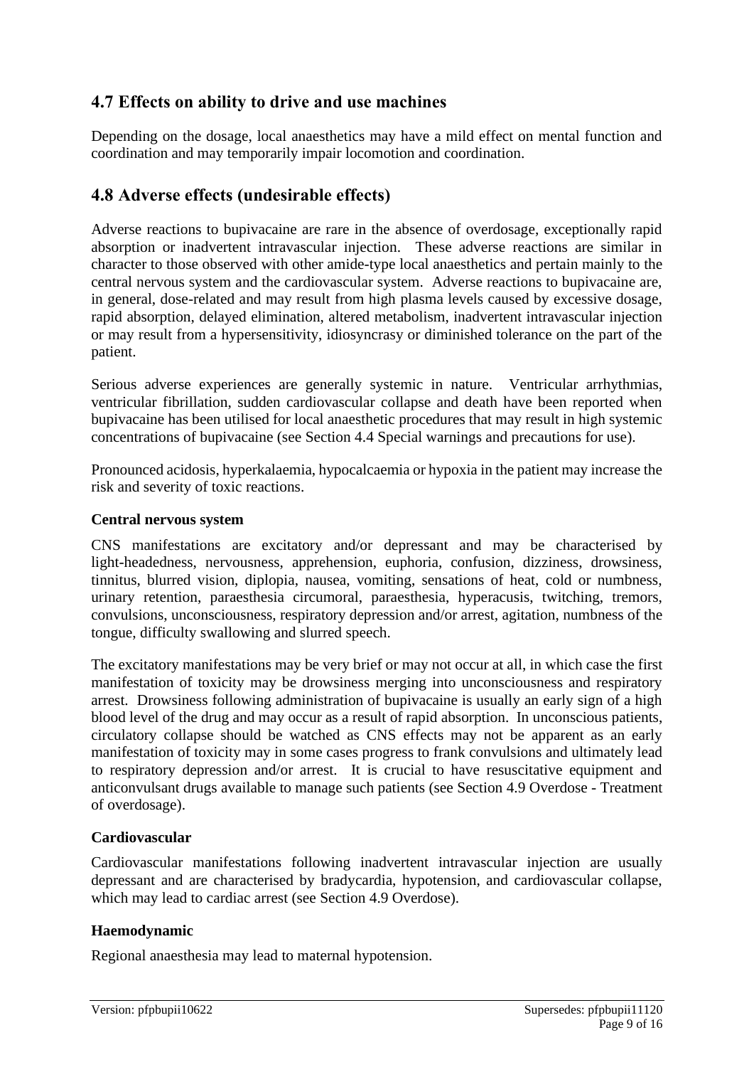## 4.7 Effects on ability to drive and use machines

Depending on the dosage, local anaesthetics may have a mild effect on mental function and coordination and may temporarily impair locomotion and coordination.

## 4.8 Adverse effects (undesirable effects)

Adverse reactions to bupivacaine are rare in the absence of overdosage, exceptionally rapid absorption or inadvertent intravascular injection. These adverse reactions are similar in character to those observed with other amide-type local anaesthetics and pertain mainly to the central nervous system and the cardiovascular system. Adverse reactions to bupivacaine are, in general, dose-related and may result from high plasma levels caused by excessive dosage, rapid absorption, delayed elimination, altered metabolism, inadvertent intravascular injection or may result from a hypersensitivity, idiosyncrasy or diminished tolerance on the part of the patient.

Serious adverse experiences are generally systemic in nature. Ventricular arrhythmias, ventricular fibrillation, sudden cardiovascular collapse and death have been reported when bupivacaine has been utilised for local anaesthetic procedures that may result in high systemic concentrations of bupivacaine (see Section 4.4 Special warnings and precautions for use).

Pronounced acidosis, hyperkalaemia, hypocalcaemia or hypoxia in the patient may increase the risk and severity of toxic reactions.

**Central nervous system**

CNS manifestations are excitatory and/or depressant and may be characterised by light-headedness, nervousness, apprehension, euphoria, confusion, dizziness, drowsiness, tinnitus, blurred vision, diplopia, nausea, vomiting, sensations of heat, cold or numbness, urinary retention, paraesthesia circumoral, paraesthesia, hyperacusis, twitching, tremors, convulsions, unconsciousness, respiratory depression and/or arrest, agitation, numbness of the tongue, difficulty swallowing and slurred speech.

The excitatory manifestations may be very brief or may not occur at all, in which case the first manifestation of toxicity may be drowsiness merging into unconsciousness and respiratory arrest. Drowsiness following administration of bupivacaine is usually an early sign of a high blood level of the drug and may occur as a result of rapid absorption. In unconscious patients, circulatory collapse should be watched as CNS effects may not be apparent as an early manifestation of toxicity may in some cases progress to frank convulsions and ultimately lead to respiratory depression and/or arrest. It is crucial to have resuscitative equipment and anticonvulsant drugs available to manage such patients (see Section 4.9 Overdose - Treatment of overdosage).

**Cardiovascular**

Cardiovascular manifestations following inadvertent intravascular injection are usually depressant and are characterised by bradycardia, hypotension, and cardiovascular collapse, which may lead to cardiac arrest (see Section 4.9 Overdose).

**Haemodynamic**

Regional anaesthesia may lead to maternal hypotension.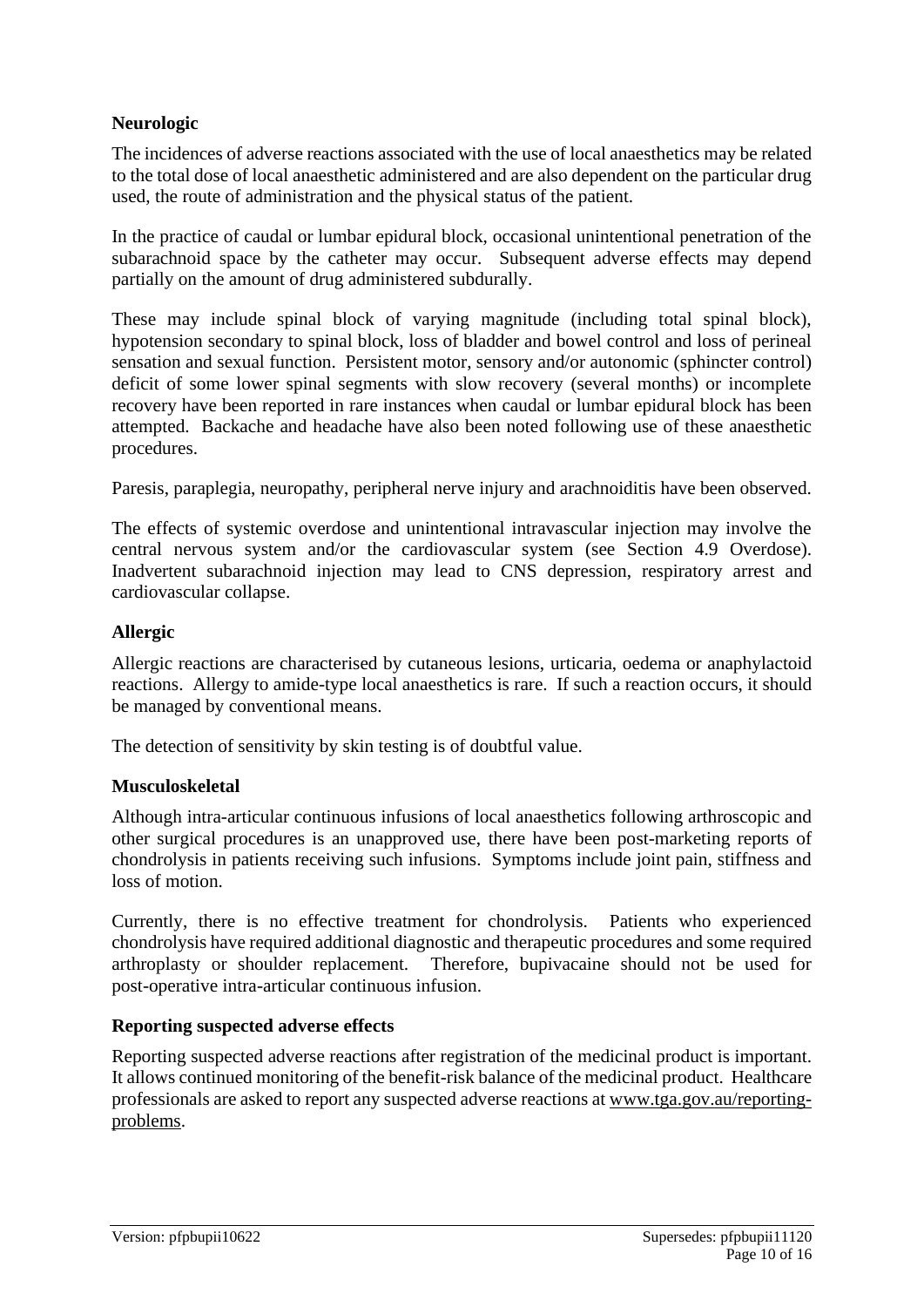**Neurologic**

The incidences of adverse reactions associated with the use of local anaesthetics may be related to the total dose of local anaesthetic administered and are also dependent on the particular drug used, the route of administration and the physical status of the patient.

In the practice of caudal or lumbar epidural block, occasional unintentional penetration of the subarachnoid space by the catheter may occur. Subsequent adverse effects may depend partially on the amount of drug administered subdurally.

These may include spinal block of varying magnitude (including total spinal block), hypotension secondary to spinal block, loss of bladder and bowel control and loss of perineal sensation and sexual function. Persistent motor, sensory and/or autonomic (sphincter control) deficit of some lower spinal segments with slow recovery (several months) or incomplete recovery have been reported in rare instances when caudal or lumbar epidural block has been attempted. Backache and headache have also been noted following use of these anaesthetic procedures.

Paresis, paraplegia, neuropathy, peripheral nerve injury and arachnoiditis have been observed.

The effects of systemic overdose and unintentional intravascular injection may involve the central nervous system and/or the cardiovascular system (see Section 4.9 Overdose). Inadvertent subarachnoid injection may lead to CNS depression, respiratory arrest and cardiovascular collapse.

**Allergic**

Allergic reactions are characterised by cutaneous lesions, urticaria, oedema or anaphylactoid reactions. Allergy to amide-type local anaesthetics is rare. If such a reaction occurs, it should be managed by conventional means.

The detection of sensitivity by skin testing is of doubtful value.

**Musculoskeletal**

Although intra-articular continuous infusions of local anaesthetics following arthroscopic and other surgical procedures is an unapproved use, there have been post-marketing reports of chondrolysis in patients receiving such infusions. Symptoms include joint pain, stiffness and loss of motion.

Currently, there is no effective treatment for chondrolysis. Patients who experienced chondrolysis have required additional diagnostic and therapeutic procedures and some required arthroplasty or shoulder replacement. Therefore, bupivacaine should not be used for post-operative intra-articular continuous infusion.

**Reporting suspected adverse effects**

Reporting suspected adverse reactions after registration of the medicinal product is important. It allows continued monitoring of the benefit-risk balance of the medicinal product. Healthcare professionals are asked to report any suspected adverse reactions at www.tga.gov.au/reporting-problems.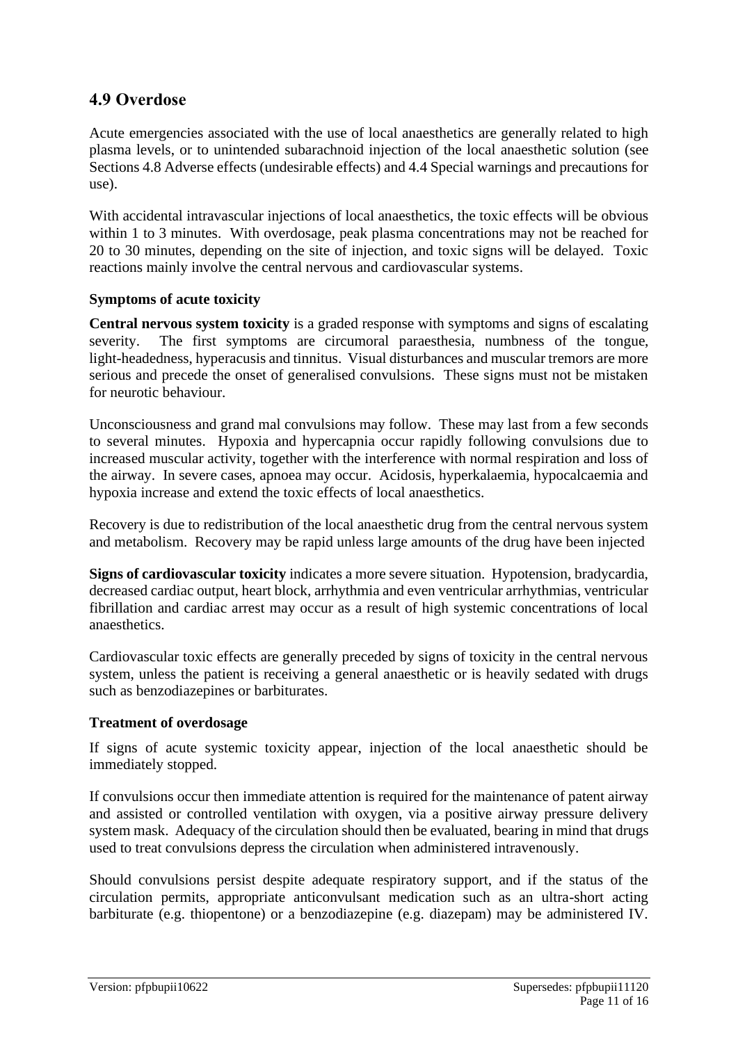## 4.9 Overdose

Acute emergencies associated with the use of local anaesthetics are generally related to high plasma levels, or to unintended subarachnoid injection of the local anaesthetic solution (see Sections 4.8 Adverse effects (undesirable effects) and 4.4 Special warnings and precautions for use).

With accidental intravascular injections of local anaesthetics, the toxic effects will be obvious within 1 to 3 minutes. With overdosage, peak plasma concentrations may not be reached for 20 to 30 minutes, depending on the site of injection, and toxic signs will be delayed. Toxic reactions mainly involve the central nervous and cardiovascular systems.

### Symptoms of acute toxicity

**Central nervous system toxicity** is a graded response with symptoms and signs of escalating severity. The first symptoms are circumoral paraesthesia, numbness of the tongue, light-headedness, hyperacusis and tinnitus. Visual disturbances and muscular tremors are more serious and precede the onset of generalised convulsions. These signs must not be mistaken for neurotic behaviour.

Unconsciousness and grand mal convulsions may follow. These may last from a few seconds to several minutes. Hypoxia and hypercapnia occur rapidly following convulsions due to increased muscular activity, together with the interference with normal respiration and loss of the airway. In severe cases, apnoea may occur. Acidosis, hyperkalaemia, hypocalcaemia and hypoxia increase and extend the toxic effects of local anaesthetics.

Recovery is due to redistribution of the local anaesthetic drug from the central nervous system and metabolism. Recovery may be rapid unless large amounts of the drug have been injected

**Signs of cardiovascular toxicity** indicates a more severe situation. Hypotension, bradycardia, decreased cardiac output, heart block, arrhythmia and even ventricular arrhythmias, ventricular fibrillation and cardiac arrest may occur as a result of high systemic concentrations of local anaesthetics.

Cardiovascular toxic effects are generally preceded by signs of toxicity in the central nervous system, unless the patient is receiving a general anaesthetic or is heavily sedated with drugs such as benzodiazepines or barbiturates.

### Treatment of overdosage

If signs of acute systemic toxicity appear, injection of the local anaesthetic should be immediately stopped.

If convulsions occur then immediate attention is required for the maintenance of patent airway and assisted or controlled ventilation with oxygen, via a positive airway pressure delivery system mask. Adequacy of the circulation should then be evaluated, bearing in mind that drugs used to treat convulsions depress the circulation when administered intravenously.

Should convulsions persist despite adequate respiratory support, and if the status of the circulation permits, appropriate anticonvulsant medication such as an ultra-short acting barbiturate (e.g. thiopentone) or a benzodiazepine (e.g. diazepam) may be administered IV.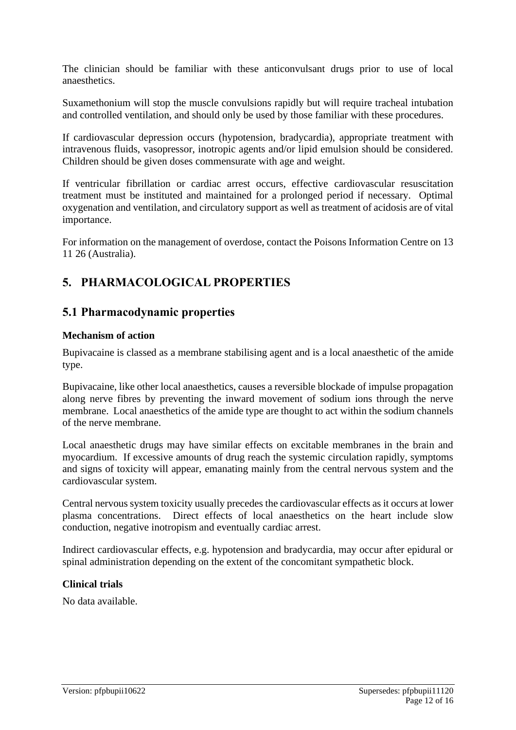The clinician should be familiar with these anticonvulsant drugs prior to use of local anaesthetics.

Suxamethonium will stop the muscle convulsions rapidly but will require tracheal intubation and controlled ventilation, and should only be used by those familiar with these procedures.

If cardiovascular depression occurs (hypotension, bradycardia), appropriate treatment with intravenous fluids, vasopressor, inotropic agents and/or lipid emulsion should be considered. Children should be given doses commensurate with age and weight.

If ventricular fibrillation or cardiac arrest occurs, effective cardiovascular resuscitation treatment must be instituted and maintained for a prolonged period if necessary. Optimal oxygenation and ventilation, and circulatory support as well as treatment of acidosis are of vital importance.

For information on the management of overdose, contact the Poisons Information Centre on 13 11 26 (Australia).

# 5. PHARMACOLOGICAL PROPERTIES

## 5.1 Pharmacodynamic properties

**Mechanism of action**

Bupivacaine is classed as a membrane stabilising agent and is a local anaesthetic of the amide type.

Bupivacaine, like other local anaesthetics, causes a reversible blockade of impulse propagation along nerve fibres by preventing the inward movement of sodium ions through the nerve membrane. Local anaesthetics of the amide type are thought to act within the sodium channels of the nerve membrane.

Local anaesthetic drugs may have similar effects on excitable membranes in the brain and myocardium. If excessive amounts of drug reach the systemic circulation rapidly, symptoms and signs of toxicity will appear, emanating mainly from the central nervous system and the cardiovascular system.

Central nervous system toxicity usually precedes the cardiovascular effects as it occurs at lower plasma concentrations. Direct effects of local anaesthetics on the heart include slow conduction, negative inotropism and eventually cardiac arrest.

Indirect cardiovascular effects, e.g. hypotension and bradycardia, may occur after epidural or spinal administration depending on the extent of the concomitant sympathetic block.

**Clinical trials**

No data available.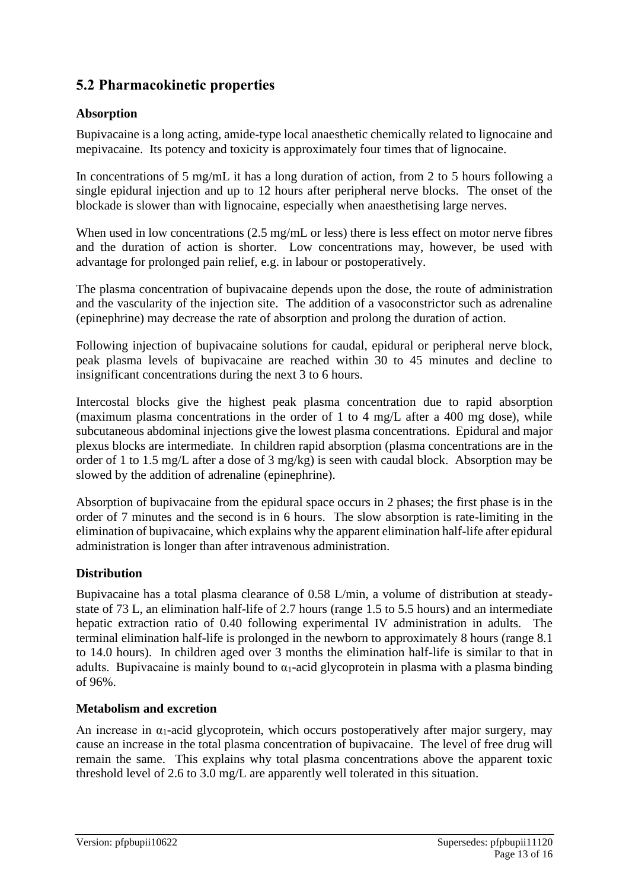## 5.2 Pharmacokinetic properties

### Absorption

Bupivacaine is a long acting, amide-type local anaesthetic chemically related to lignocaine and mepivacaine. Its potency and toxicity is approximately four times that of lignocaine.

In concentrations of 5 mg/mL it has a long duration of action, from 2 to 5 hours following a single epidural injection and up to 12 hours after peripheral nerve blocks. The onset of the blockade is slower than with lignocaine, especially when anaesthetising large nerves.

When used in low concentrations (2.5 mg/mL or less) there is less effect on motor nerve fibres and the duration of action is shorter. Low concentrations may, however, be used with advantage for prolonged pain relief, e.g. in labour or postoperatively.

The plasma concentration of bupivacaine depends upon the dose, the route of administration and the vascularity of the injection site. The addition of a vasoconstrictor such as adrenaline (epinephrine) may decrease the rate of absorption and prolong the duration of action.

Following injection of bupivacaine solutions for caudal, epidural or peripheral nerve block, peak plasma levels of bupivacaine are reached within 30 to 45 minutes and decline to insignificant concentrations during the next 3 to 6 hours.

Intercostal blocks give the highest peak plasma concentration due to rapid absorption (maximum plasma concentrations in the order of 1 to 4 mg/L after a 400 mg dose), while subcutaneous abdominal injections give the lowest plasma concentrations. Epidural and major plexus blocks are intermediate. In children rapid absorption (plasma concentrations are in the order of 1 to 1.5 mg/L after a dose of 3 mg/kg) is seen with caudal block. Absorption may be slowed by the addition of adrenaline (epinephrine).

Absorption of bupivacaine from the epidural space occurs in 2 phases; the first phase is in the order of 7 minutes and the second is in 6 hours. The slow absorption is rate-limiting in the elimination of bupivacaine, which explains why the apparent elimination half-life after epidural administration is longer than after intravenous administration.

### Distribution

Bupivacaine has a total plasma clearance of 0.58 L/min, a volume of distribution at steady-state of 73 L, an elimination half-life of 2.7 hours (range 1.5 to 5.5 hours) and an intermediate hepatic extraction ratio of 0.40 following experimental IV administration in adults. The terminal elimination half-life is prolonged in the newborn to approximately 8 hours (range 8.1 to 14.0 hours). In children aged over 3 months the elimination half-life is similar to that in adults. Bupivacaine is mainly bound to $\alpha_1$-acid glycoprotein in plasma with a plasma binding of 96%.

### Metabolism and excretion

An increase in $\alpha_1$-acid glycoprotein, which occurs postoperatively after major surgery, may cause an increase in the total plasma concentration of bupivacaine. The level of free drug will remain the same. This explains why total plasma concentrations above the apparent toxic threshold level of 2.6 to 3.0 mg/L are apparently well tolerated in this situation.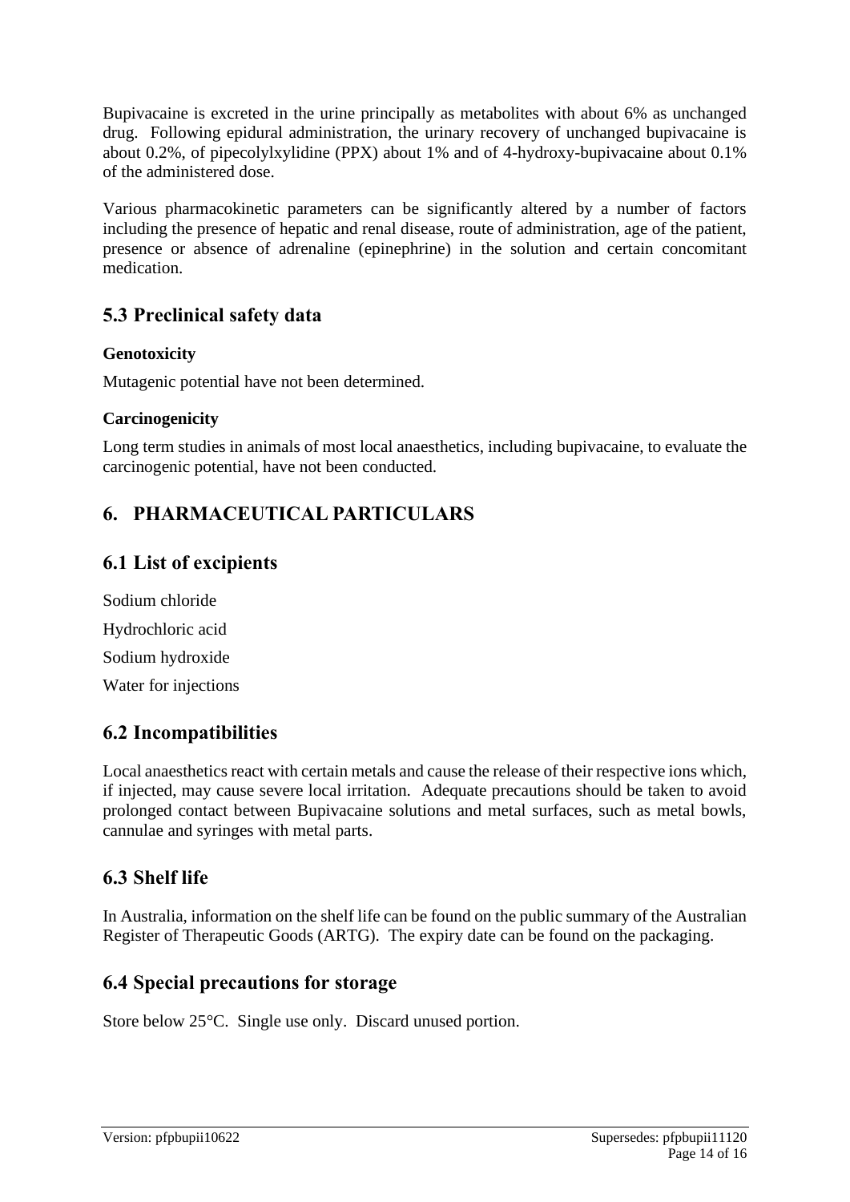Bupivacaine is excreted in the urine principally as metabolites with about 6% as unchanged drug. Following epidural administration, the urinary recovery of unchanged bupivacaine is about 0.2%, of pipecolylxylidine (PPX) about 1% and of 4-hydroxy-bupivacaine about 0.1% of the administered dose.

Various pharmacokinetic parameters can be significantly altered by a number of factors including the presence of hepatic and renal disease, route of administration, age of the patient, presence or absence of adrenaline (epinephrine) in the solution and certain concomitant medication.

## 5.3 Preclinical safety data

**Genotoxicity**

Mutagenic potential have not been determined.

**Carcinogenicity**

Long term studies in animals of most local anaesthetics, including bupivacaine, to evaluate the carcinogenic potential, have not been conducted.

# 6. PHARMACEUTICAL PARTICULARS

## 6.1 List of excipients

Sodium chloride

Hydrochloric acid

Sodium hydroxide

Water for injections

## 6.2 Incompatibilities

Local anaesthetics react with certain metals and cause the release of their respective ions which, if injected, may cause severe local irritation. Adequate precautions should be taken to avoid prolonged contact between Bupivacaine solutions and metal surfaces, such as metal bowls, cannulae and syringes with metal parts.

## 6.3 Shelf life

In Australia, information on the shelf life can be found on the public summary of the Australian Register of Therapeutic Goods (ARTG). The expiry date can be found on the packaging.

## 6.4 Special precautions for storage

Store below 25°C. Single use only. Discard unused portion.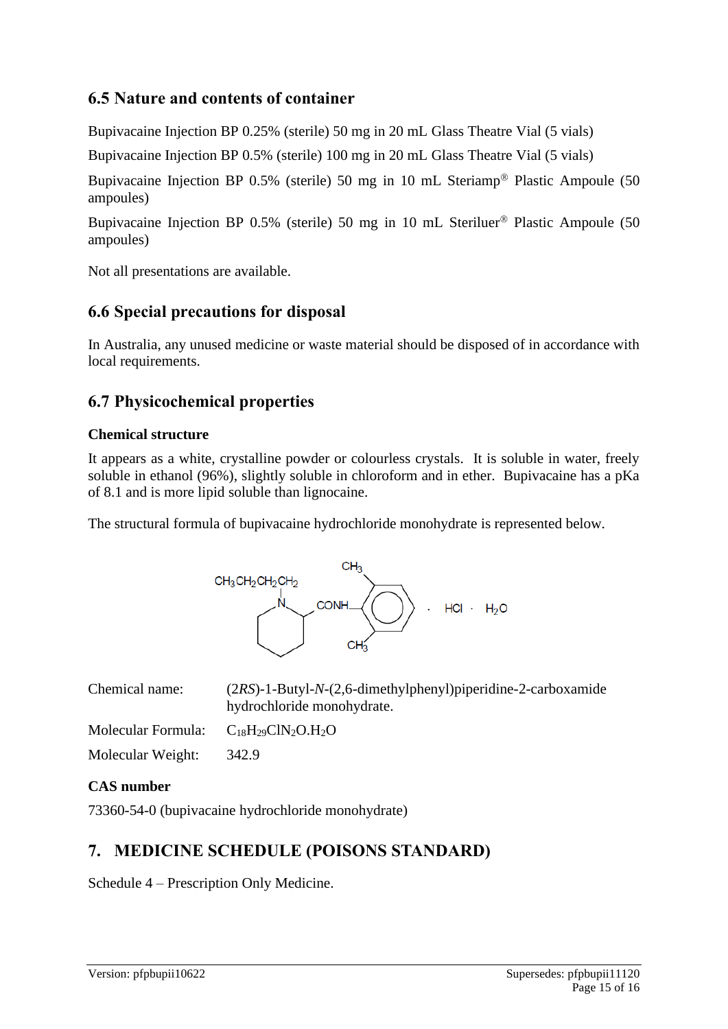## 6.5 Nature and contents of container

Bupivacaine Injection BP 0.25% (sterile) 50 mg in 20 mL Glass Theatre Vial (5 vials)

Bupivacaine Injection BP 0.5% (sterile) 100 mg in 20 mL Glass Theatre Vial (5 vials)

Bupivacaine Injection BP 0.5% (sterile) 50 mg in 10 mL Steriamp® Plastic Ampoule (50 ampoules)

Bupivacaine Injection BP 0.5% (sterile) 50 mg in 10 mL Steriluer® Plastic Ampoule (50 ampoules)

Not all presentations are available.

## 6.6 Special precautions for disposal

In Australia, any unused medicine or waste material should be disposed of in accordance with local requirements.

## 6.7 Physicochemical properties

### Chemical structure

It appears as a white, crystalline powder or colourless crystals. It is soluble in water, freely soluble in ethanol (96%), slightly soluble in chloroform and in ether. Bupivacaine has a pKa of 8.1 and is more lipid soluble than lignocaine.

The structural formula of bupivacaine hydrochloride monohydrate is represented below.

Chemical name: (2*RS*)-1-Butyl-*N*-(2,6-dimethylphenyl)piperidine-2-carboxamide hydrochloride monohydrate.

Molecular Formula: $C_{18}H_{29}ClN_2O.H_2O$

Molecular Weight: 342.9

### CAS number

73360-54-0 (bupivacaine hydrochloride monohydrate)

## 7. MEDICINE SCHEDULE (POISONS STANDARD)

Schedule 4 – Prescription Only Medicine.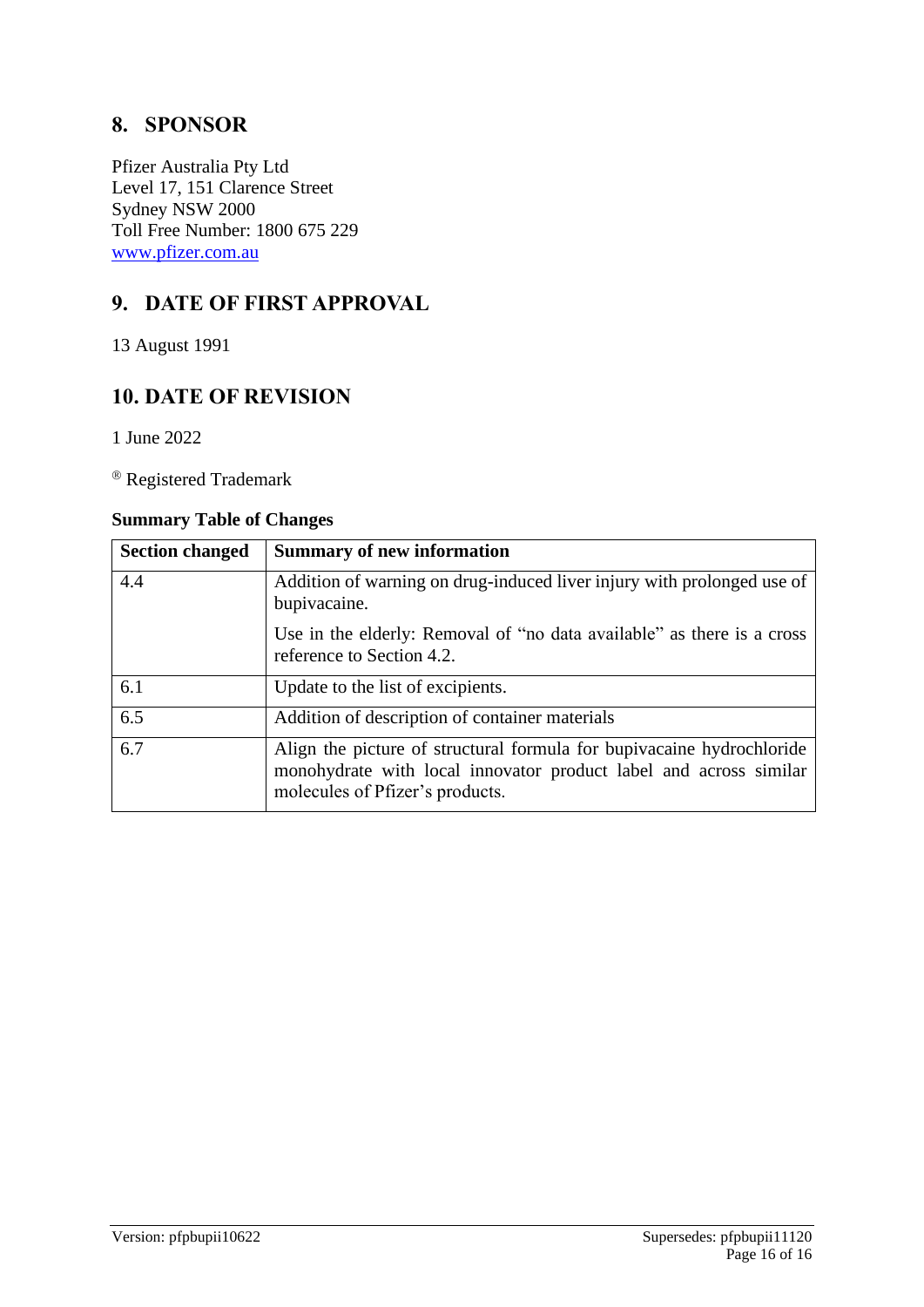## 8. SPONSOR

Pfizer Australia Pty Ltd
Level 17, 151 Clarence Street
Sydney NSW 2000
Toll Free Number: 1800 675 229
www.pfizer.com.au

## 9. DATE OF FIRST APPROVAL

13 August 1991

## 10. DATE OF REVISION

1 June 2022

® Registered Trademark

**Summary Table of Changes**

| Section changed | Summary of new information |
|---|---|
| 4.4 | Addition of warning on drug-induced liver injury with prolonged use of bupivacaine.<br><br>Use in the elderly: Removal of "no data available" as there is a cross reference to Section 4.2. |
| 6.1 | Update to the list of excipients. |
| 6.5 | Addition of description of container materials |
| 6.7 | Align the picture of structural formula for bupivacaine hydrochloride monohydrate with local innovator product label and across similar molecules of Pfizer's products. |

Version: pfpbupii10622 Supersedes: pfpbupii11120